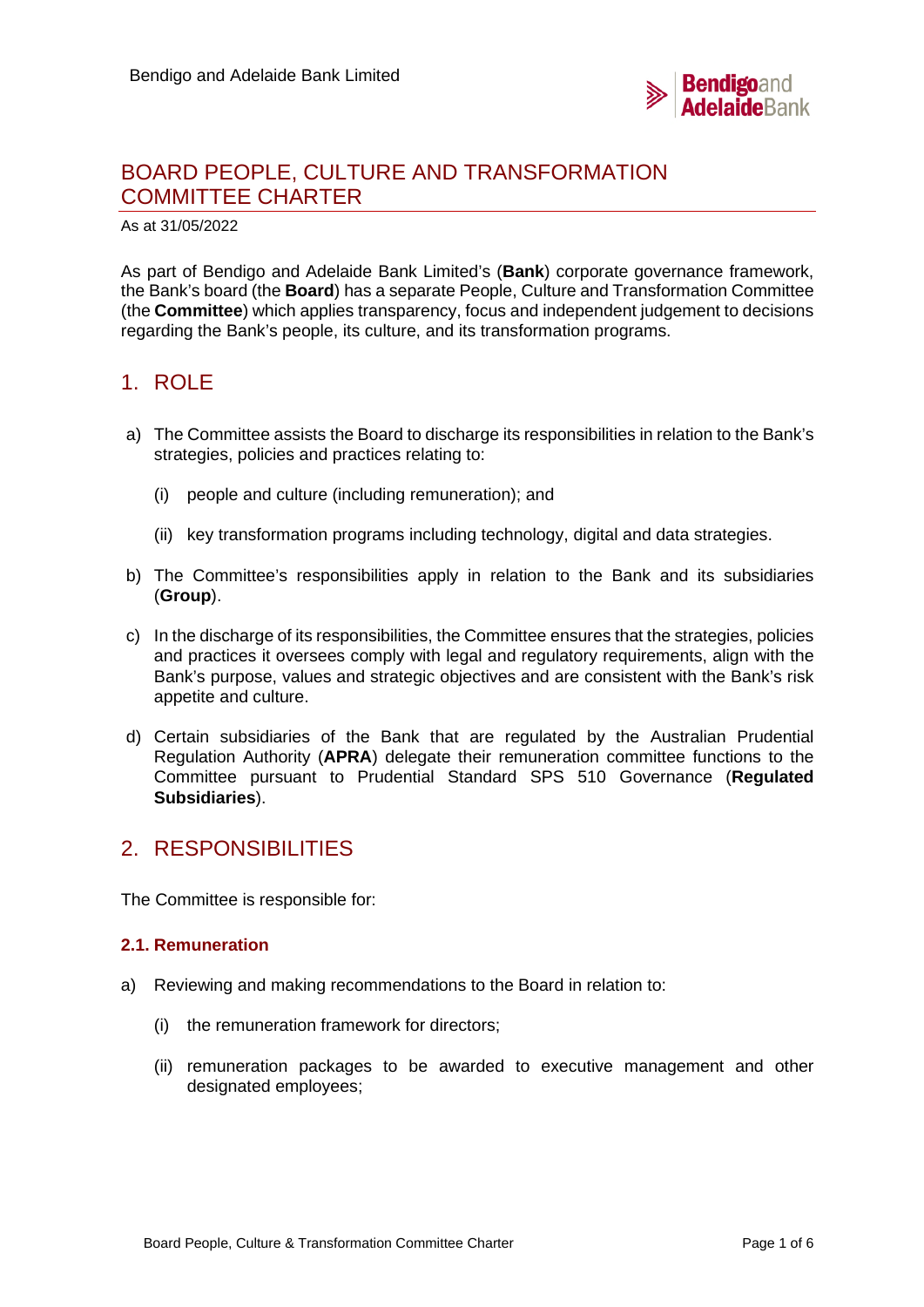Bendigo and Adelaide Bank Limited

# BOARD PEOPLE, CULTURE AND TRANSFORMATION COMMITTEE CHARTER

As at 31/05/2022

As part of Bendigo and Adelaide Bank Limited's (**Bank**) corporate governance framework, the Bank's board (the **Board**) has a separate People, Culture and Transformation Committee (the **Committee**) which applies transparency, focus and independent judgement to decisions regarding the Bank's people, its culture, and its transformation programs.

## 1. ROLE

a) The Committee assists the Board to discharge its responsibilities in relation to the Bank's strategies, policies and practices relating to:

   (i) people and culture (including remuneration); and

   (ii) key transformation programs including technology, digital and data strategies.

b) The Committee's responsibilities apply in relation to the Bank and its subsidiaries (**Group**).

c) In the discharge of its responsibilities, the Committee ensures that the strategies, policies and practices it oversees comply with legal and regulatory requirements, align with the Bank's purpose, values and strategic objectives and are consistent with the Bank's risk appetite and culture.

d) Certain subsidiaries of the Bank that are regulated by the Australian Prudential Regulation Authority (**APRA**) delegate their remuneration committee functions to the Committee pursuant to Prudential Standard SPS 510 Governance (**Regulated Subsidiaries**).

## 2. RESPONSIBILITIES

The Committee is responsible for:

### 2.1. Remuneration

a) Reviewing and making recommendations to the Board in relation to:

   (i) the remuneration framework for directors;

   (ii) remuneration packages to be awarded to executive management and other designated employees;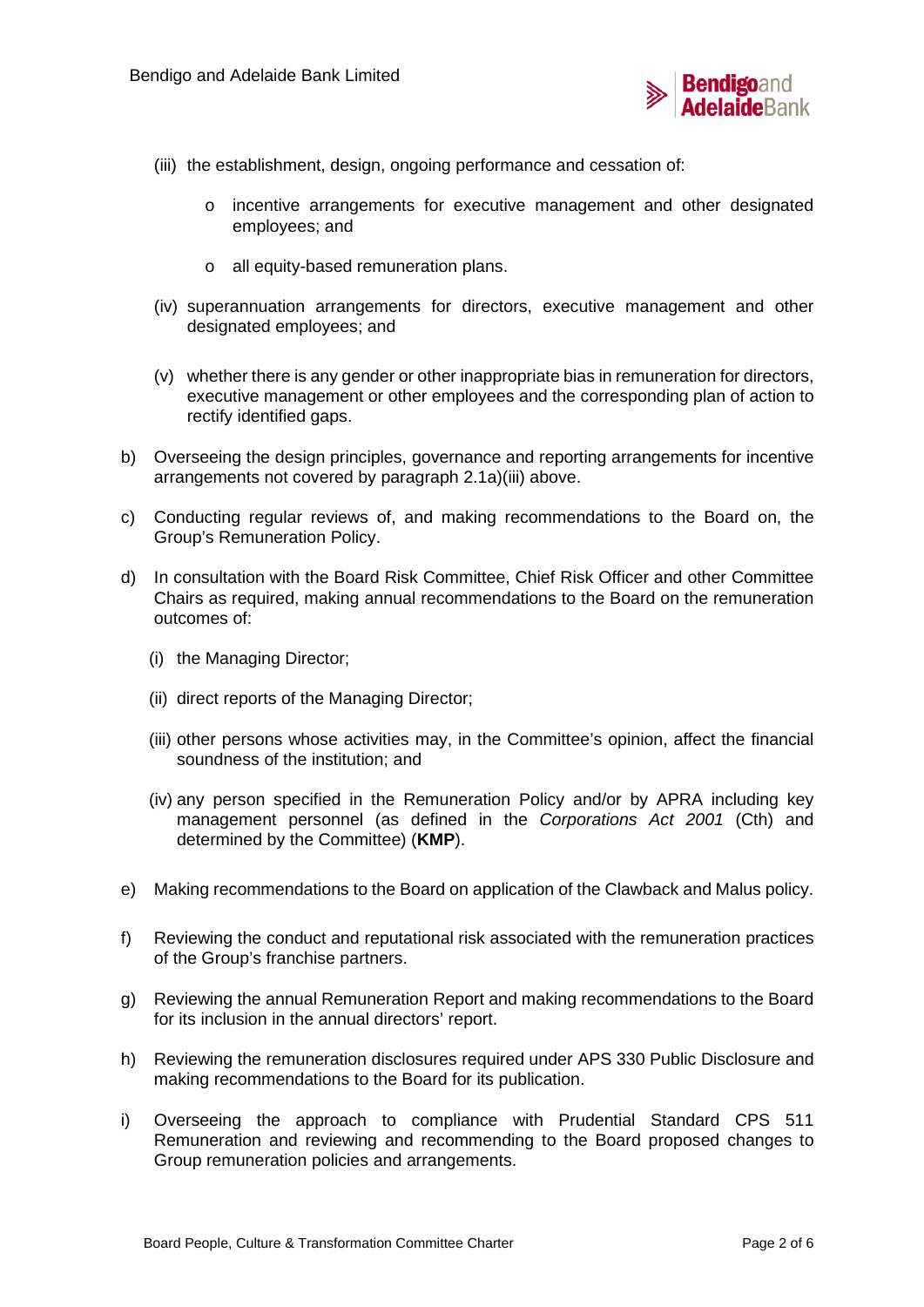(iii) the establishment, design, ongoing performance and cessation of:

  - incentive arrangements for executive management and other designated employees; and
  - all equity-based remuneration plans.

(iv) superannuation arrangements for directors, executive management and other designated employees; and

(v) whether there is any gender or other inappropriate bias in remuneration for directors, executive management or other employees and the corresponding plan of action to rectify identified gaps.

b) Overseeing the design principles, governance and reporting arrangements for incentive arrangements not covered by paragraph 2.1a)(iii) above.

c) Conducting regular reviews of, and making recommendations to the Board on, the Group's Remuneration Policy.

d) In consultation with the Board Risk Committee, Chief Risk Officer and other Committee Chairs as required, making annual recommendations to the Board on the remuneration outcomes of:

  (i) the Managing Director;

  (ii) direct reports of the Managing Director;

  (iii) other persons whose activities may, in the Committee's opinion, affect the financial soundness of the institution; and

  (iv) any person specified in the Remuneration Policy and/or by APRA including key management personnel (as defined in the *Corporations Act 2001* (Cth) and determined by the Committee) (**KMP**).

e) Making recommendations to the Board on application of the Clawback and Malus policy.

f) Reviewing the conduct and reputational risk associated with the remuneration practices of the Group's franchise partners.

g) Reviewing the annual Remuneration Report and making recommendations to the Board for its inclusion in the annual directors' report.

h) Reviewing the remuneration disclosures required under APS 330 Public Disclosure and making recommendations to the Board for its publication.

i) Overseeing the approach to compliance with Prudential Standard CPS 511 Remuneration and reviewing and recommending to the Board proposed changes to Group remuneration policies and arrangements.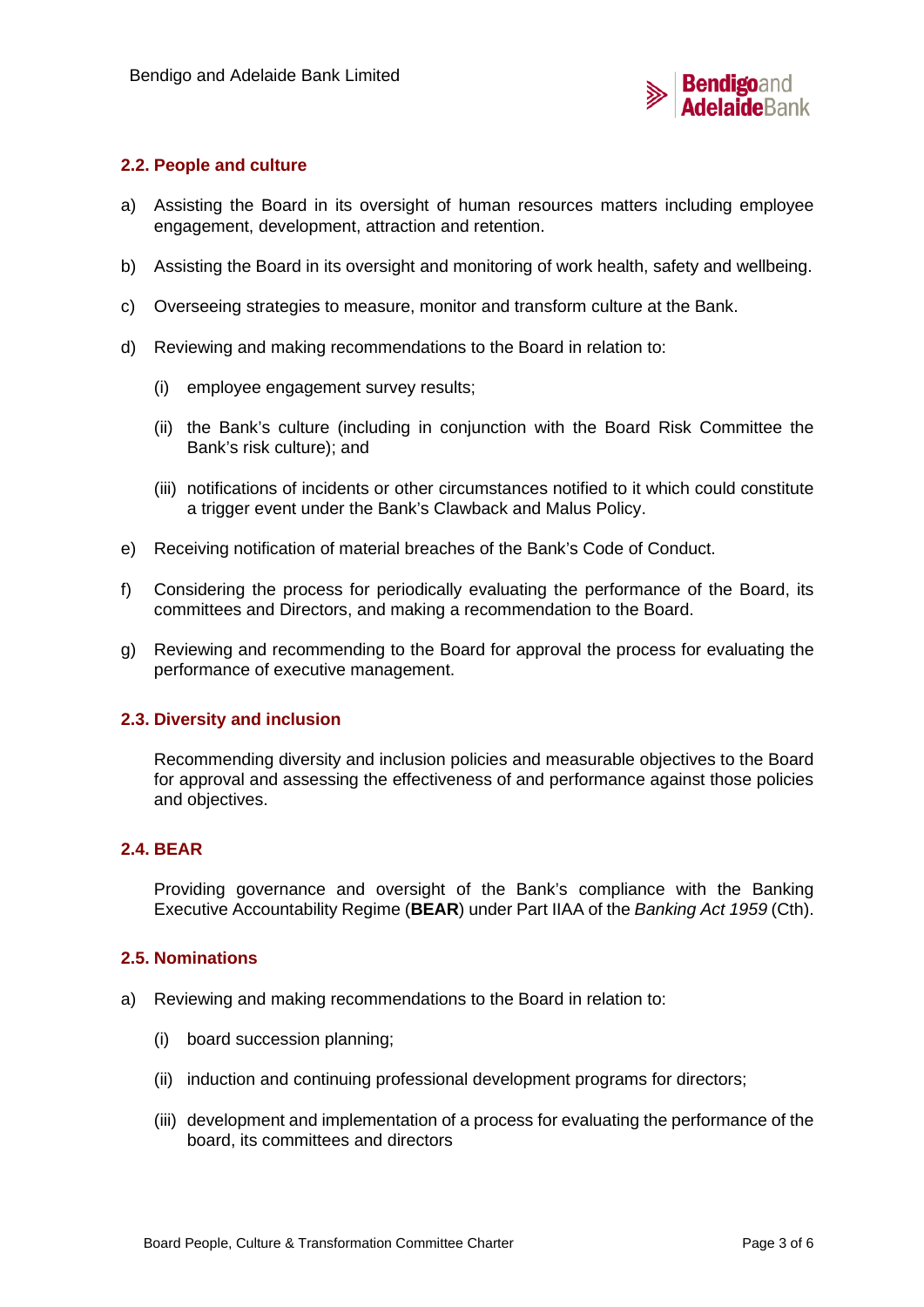### 2.2. People and culture

a) Assisting the Board in its oversight of human resources matters including employee engagement, development, attraction and retention.

b) Assisting the Board in its oversight and monitoring of work health, safety and wellbeing.

c) Overseeing strategies to measure, monitor and transform culture at the Bank.

d) Reviewing and making recommendations to the Board in relation to:

   (i) employee engagement survey results;

   (ii) the Bank's culture (including in conjunction with the Board Risk Committee the Bank's risk culture); and

   (iii) notifications of incidents or other circumstances notified to it which could constitute a trigger event under the Bank's Clawback and Malus Policy.

e) Receiving notification of material breaches of the Bank's Code of Conduct.

f) Considering the process for periodically evaluating the performance of the Board, its committees and Directors, and making a recommendation to the Board.

g) Reviewing and recommending to the Board for approval the process for evaluating the performance of executive management.

### 2.3. Diversity and inclusion

Recommending diversity and inclusion policies and measurable objectives to the Board for approval and assessing the effectiveness of and performance against those policies and objectives.

### 2.4. BEAR

Providing governance and oversight of the Bank's compliance with the Banking Executive Accountability Regime (**BEAR**) under Part IIAA of the *Banking Act 1959* (Cth).

### 2.5. Nominations

a) Reviewing and making recommendations to the Board in relation to:

   (i) board succession planning;

   (ii) induction and continuing professional development programs for directors;

   (iii) development and implementation of a process for evaluating the performance of the board, its committees and directors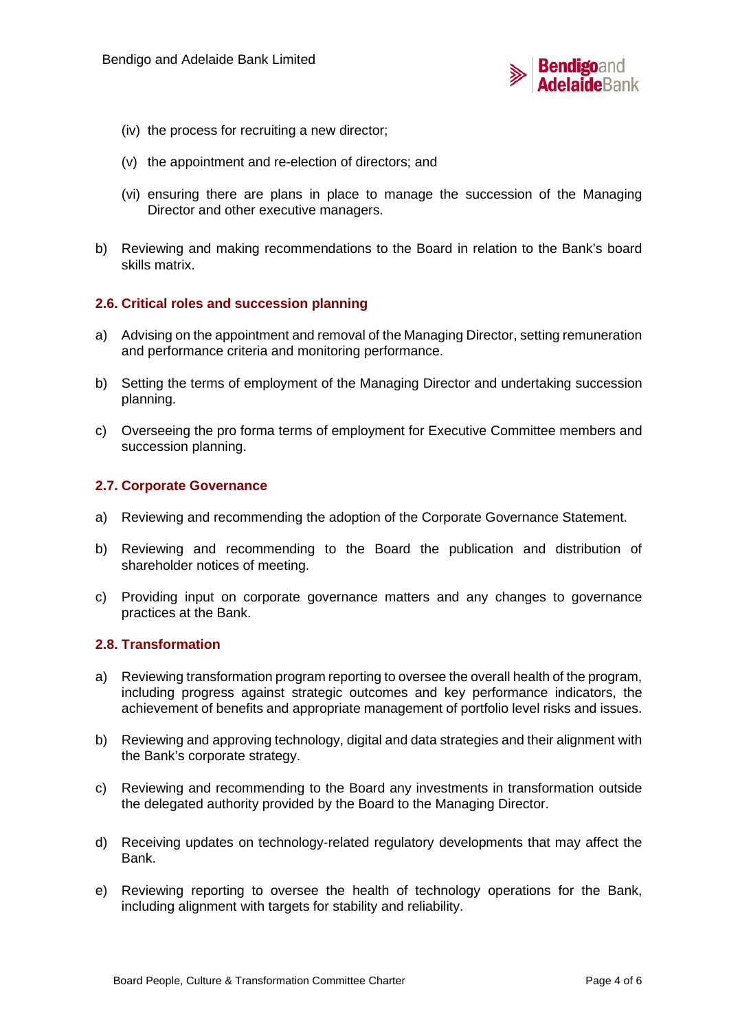(iv) the process for recruiting a new director;

(v) the appointment and re-election of directors; and

(vi) ensuring there are plans in place to manage the succession of the Managing Director and other executive managers.

b) Reviewing and making recommendations to the Board in relation to the Bank's board skills matrix.

### 2.6. Critical roles and succession planning

a) Advising on the appointment and removal of the Managing Director, setting remuneration and performance criteria and monitoring performance.

b) Setting the terms of employment of the Managing Director and undertaking succession planning.

c) Overseeing the pro forma terms of employment for Executive Committee members and succession planning.

### 2.7. Corporate Governance

a) Reviewing and recommending the adoption of the Corporate Governance Statement.

b) Reviewing and recommending to the Board the publication and distribution of shareholder notices of meeting.

c) Providing input on corporate governance matters and any changes to governance practices at the Bank.

### 2.8. Transformation

a) Reviewing transformation program reporting to oversee the overall health of the program, including progress against strategic outcomes and key performance indicators, the achievement of benefits and appropriate management of portfolio level risks and issues.

b) Reviewing and approving technology, digital and data strategies and their alignment with the Bank's corporate strategy.

c) Reviewing and recommending to the Board any investments in transformation outside the delegated authority provided by the Board to the Managing Director.

d) Receiving updates on technology-related regulatory developments that may affect the Bank.

e) Reviewing reporting to oversee the health of technology operations for the Bank, including alignment with targets for stability and reliability.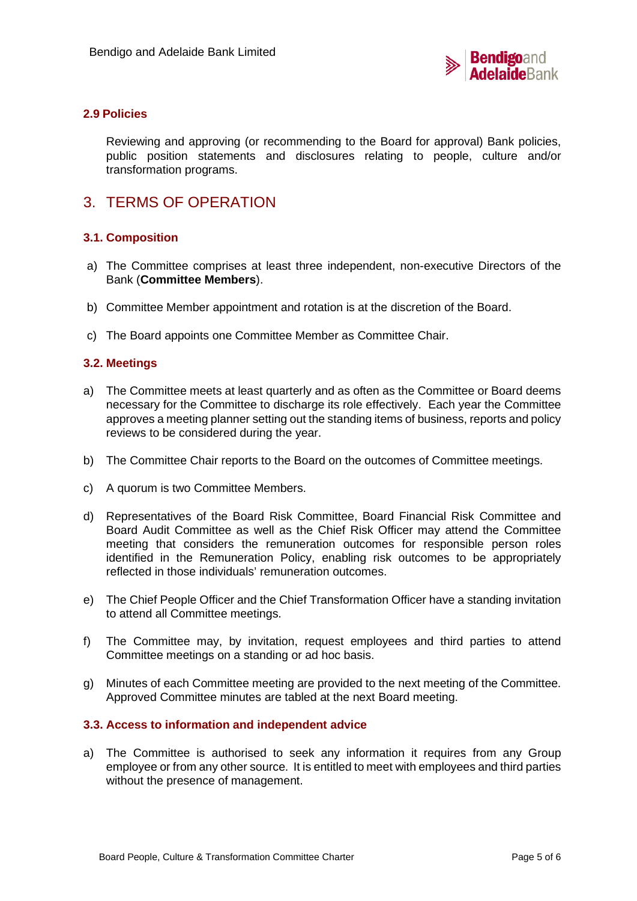### 2.9 Policies

Reviewing and approving (or recommending to the Board for approval) Bank policies, public position statements and disclosures relating to people, culture and/or transformation programs.

## 3. TERMS OF OPERATION

### 3.1. Composition

a) The Committee comprises at least three independent, non-executive Directors of the Bank (**Committee Members**).

b) Committee Member appointment and rotation is at the discretion of the Board.

c) The Board appoints one Committee Member as Committee Chair.

### 3.2. Meetings

a) The Committee meets at least quarterly and as often as the Committee or Board deems necessary for the Committee to discharge its role effectively. Each year the Committee approves a meeting planner setting out the standing items of business, reports and policy reviews to be considered during the year.

b) The Committee Chair reports to the Board on the outcomes of Committee meetings.

c) A quorum is two Committee Members.

d) Representatives of the Board Risk Committee, Board Financial Risk Committee and Board Audit Committee as well as the Chief Risk Officer may attend the Committee meeting that considers the remuneration outcomes for responsible person roles identified in the Remuneration Policy, enabling risk outcomes to be appropriately reflected in those individuals' remuneration outcomes.

e) The Chief People Officer and the Chief Transformation Officer have a standing invitation to attend all Committee meetings.

f) The Committee may, by invitation, request employees and third parties to attend Committee meetings on a standing or ad hoc basis.

g) Minutes of each Committee meeting are provided to the next meeting of the Committee. Approved Committee minutes are tabled at the next Board meeting.

### 3.3. Access to information and independent advice

a) The Committee is authorised to seek any information it requires from any Group employee or from any other source. It is entitled to meet with employees and third parties without the presence of management.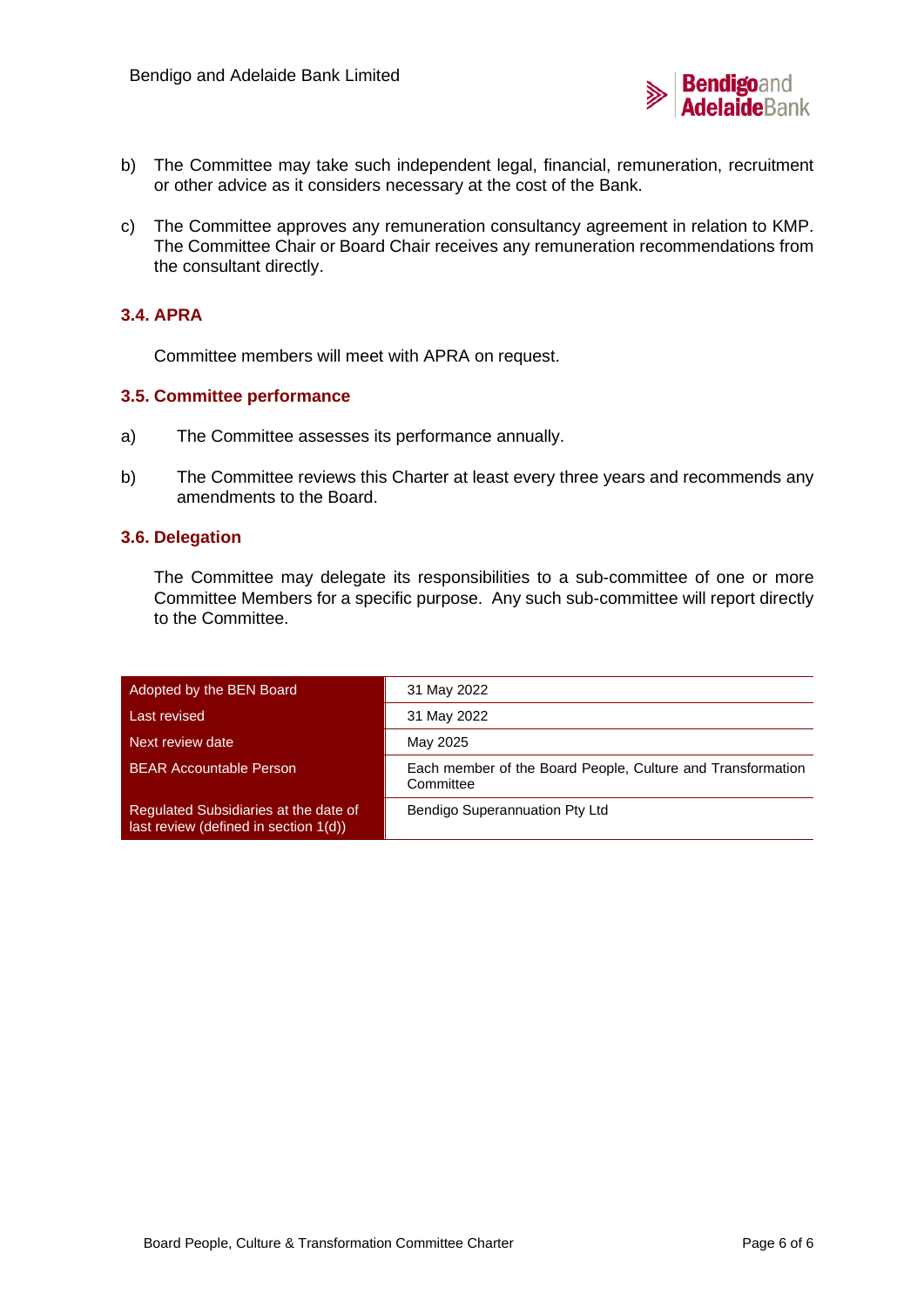b) The Committee may take such independent legal, financial, remuneration, recruitment or other advice as it considers necessary at the cost of the Bank.

c) The Committee approves any remuneration consultancy agreement in relation to KMP. The Committee Chair or Board Chair receives any remuneration recommendations from the consultant directly.

### 3.4. APRA

Committee members will meet with APRA on request.

### 3.5. Committee performance

a) The Committee assesses its performance annually.

b) The Committee reviews this Charter at least every three years and recommends any amendments to the Board.

### 3.6. Delegation

The Committee may delegate its responsibilities to a sub-committee of one or more Committee Members for a specific purpose. Any such sub-committee will report directly to the Committee.

| | |
|---|---|
| Adopted by the BEN Board | 31 May 2022 |
| Last revised | 31 May 2022 |
| Next review date | May 2025 |
| BEAR Accountable Person | Each member of the Board People, Culture and Transformation Committee |
| Regulated Subsidiaries at the date of last review (defined in section 1(d)) | Bendigo Superannuation Pty Ltd |